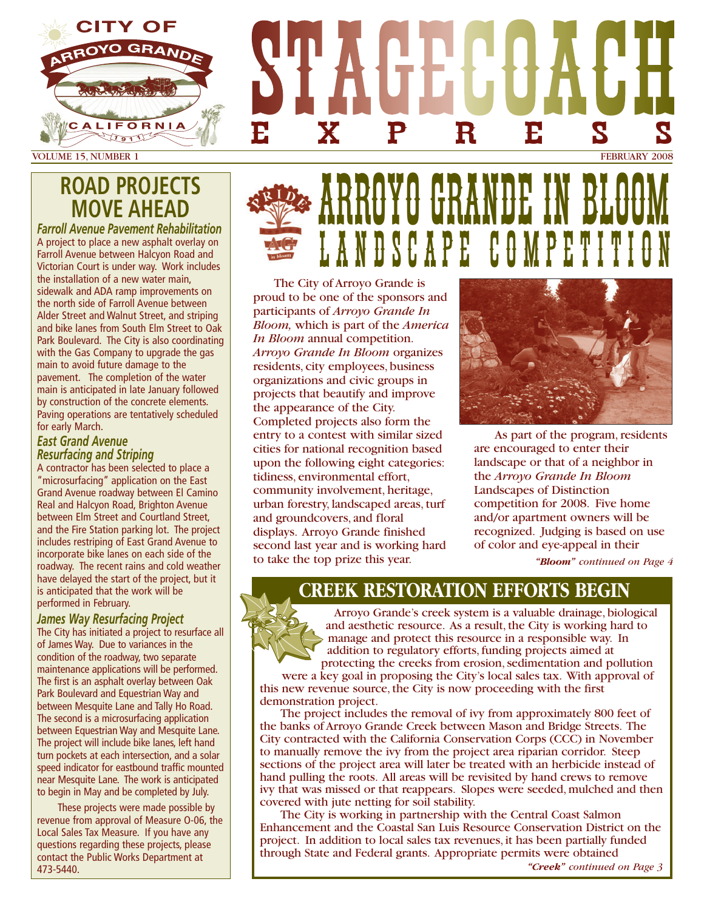# STAGECOACH EXPRESS

VOLUME 15, NUMBER 1 — FEBRUARY 2008

## ROAD PROJECTS MOVE AHEAD

### *Farroll Avenue Pavement Rehabilitation*

A project to place a new asphalt overlay on Farroll Avenue between Halcyon Road and Victorian Court is under way. Work includes the installation of a new water main, sidewalk and ADA ramp improvements on the north side of Farroll Avenue between Alder Street and Walnut Street, and striping and bike lanes from South Elm Street to Oak Park Boulevard. The City is also coordinating with the Gas Company to upgrade the gas main to avoid future damage to the pavement. The completion of the water main is anticipated in late January followed by construction of the concrete elements. Paving operations are tentatively scheduled for early March.

### *East Grand Avenue Resurfacing and Striping*

A contractor has been selected to place a "microsurfacing" application on the East Grand Avenue roadway between El Camino Real and Halcyon Road, Brighton Avenue between Elm Street and Courtland Street, and the Fire Station parking lot. The project includes restriping of East Grand Avenue to incorporate bike lanes on each side of the roadway. The recent rains and cold weather have delayed the start of the project, but it is anticipated that the work will be performed in February.

### *James Way Resurfacing Project*

The City has initiated a project to resurface all of James Way. Due to variances in the condition of the roadway, two separate maintenance applications will be performed. The first is an asphalt overlay between Oak Park Boulevard and Equestrian Way and between Mesquite Lane and Tally Ho Road. The second is a microsurfacing application between Equestrian Way and Mesquite Lane. The project will include bike lanes, left hand turn pockets at each intersection, and a solar speed indicator for eastbound traffic mounted near Mesquite Lane. The work is anticipated to begin in May and be completed by July.

These projects were made possible by revenue from approval of Measure O-06, the Local Sales Tax Measure. If you have any questions regarding these projects, please contact the Public Works Department at 473-5440.

## ARROYO GRANDE IN BLOOM LANDSCAPE COMPETITION

The City of Arroyo Grande is proud to be one of the sponsors and participants of *Arroyo Grande In Bloom,* which is part of the *America In Bloom* annual competition. *Arroyo Grande In Bloom* organizes residents, city employees, business organizations and civic groups in projects that beautify and improve the appearance of the City. Completed projects also form the entry to a contest with similar sized cities for national recognition based upon the following eight categories: tidiness, environmental effort, community involvement, heritage, urban forestry, landscaped areas, turf and groundcovers, and floral displays. Arroyo Grande finished second last year and is working hard to take the top prize this year.

As part of the program, residents are encouraged to enter their landscape or that of a neighbor in the *Arroyo Grande In Bloom* Landscapes of Distinction competition for 2008. Five home and/or apartment owners will be recognized. Judging is based on use of color and eye-appeal in their

*"Bloom" continued on Page 4*

## CREEK RESTORATION EFFORTS BEGIN

Arroyo Grande's creek system is a valuable drainage, biological and aesthetic resource. As a result, the City is working hard to manage and protect this resource in a responsible way. In addition to regulatory efforts, funding projects aimed at protecting the creeks from erosion, sedimentation and pollution were a key goal in proposing the City's local sales tax. With approval of this new revenue source, the City is now proceeding with the first demonstration project.

The project includes the removal of ivy from approximately 800 feet of the banks of Arroyo Grande Creek between Mason and Bridge Streets. The City contracted with the California Conservation Corps (CCC) in November to manually remove the ivy from the project area riparian corridor. Steep sections of the project area will later be treated with an herbicide instead of hand pulling the roots. All areas will be revisited by hand crews to remove ivy that was missed or that reappears. Slopes were seeded, mulched and then covered with jute netting for soil stability.

The City is working in partnership with the Central Coast Salmon Enhancement and the Coastal San Luis Resource Conservation District on the project. In addition to local sales tax revenues, it has been partially funded through State and Federal grants. Appropriate permits were obtained

*"Creek" continued on Page 3*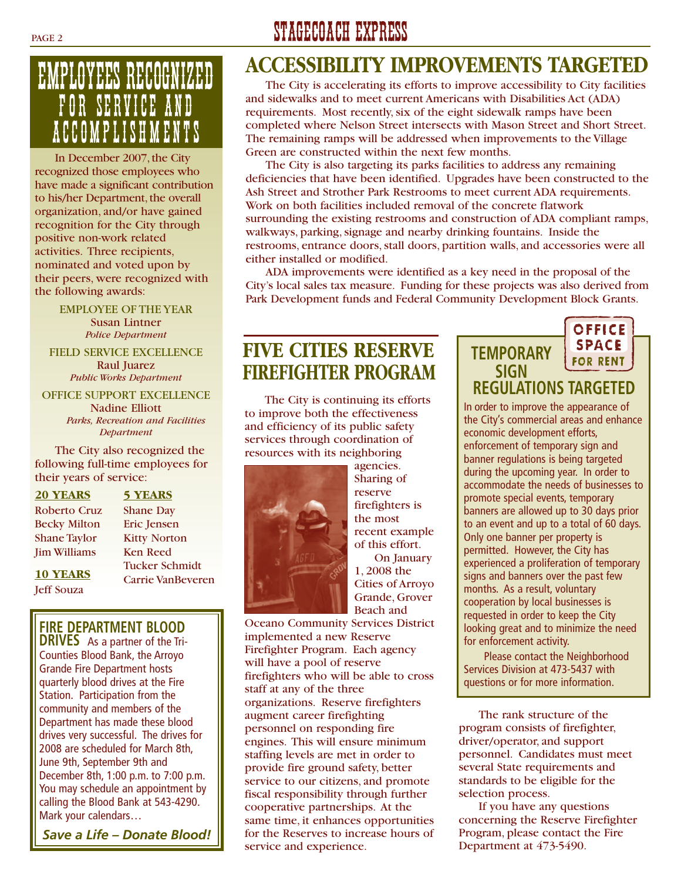# EMPLOYEES RECOGNIZED FOR SERVICE AND ACCOMPLISHMENTS

In December 2007, the City recognized those employees who have made a significant contribution to his/her Department, the overall organization, and/or have gained recognition for the City through positive non-work related activities. Three recipients, nominated and voted upon by their peers, were recognized with the following awards:

EMPLOYEE OF THE YEAR
Susan Lintner
*Police Department*

FIELD SERVICE EXCELLENCE
Raul Juarez
*Public Works Department*

OFFICE SUPPORT EXCELLENCE
Nadine Elliott
*Parks, Recreation and Facilities Department*

The City also recognized the following full-time employees for their years of service:

**20 YEARS**
Roberto Cruz
Becky Milton
Shane Taylor
Jim Williams

**10 YEARS**
Jeff Souza

**5 YEARS**
Shane Day
Eric Jensen
Kitty Norton
Ken Reed
Tucker Schmidt
Carrie VanBeveren

## FIRE DEPARTMENT BLOOD DRIVES

As a partner of the Tri-Counties Blood Bank, the Arroyo Grande Fire Department hosts quarterly blood drives at the Fire Station. Participation from the community and members of the Department has made these blood drives very successful. The drives for 2008 are scheduled for March 8th, June 9th, September 9th and December 8th, 1:00 p.m. to 7:00 p.m. You may schedule an appointment by calling the Blood Bank at 543-4290. Mark your calendars…

***Save a Life – Donate Blood!***

# ACCESSIBILITY IMPROVEMENTS TARGETED

The City is accelerating its efforts to improve accessibility to City facilities and sidewalks and to meet current Americans with Disabilities Act (ADA) requirements. Most recently, six of the eight sidewalk ramps have been completed where Nelson Street intersects with Mason Street and Short Street. The remaining ramps will be addressed when improvements to the Village Green are constructed within the next few months.

The City is also targeting its parks facilities to address any remaining deficiencies that have been identified. Upgrades have been constructed to the Ash Street and Strother Park Restrooms to meet current ADA requirements. Work on both facilities included removal of the concrete flatwork surrounding the existing restrooms and construction of ADA compliant ramps, walkways, parking, signage and nearby drinking fountains. Inside the restrooms, entrance doors, stall doors, partition walls, and accessories were all either installed or modified.

ADA improvements were identified as a key need in the proposal of the City's local sales tax measure. Funding for these projects was also derived from Park Development funds and Federal Community Development Block Grants.

# FIVE CITIES RESERVE FIREFIGHTER PROGRAM

The City is continuing its efforts to improve both the effectiveness and efficiency of its public safety services through coordination of resources with its neighboring agencies. Sharing of reserve firefighters is the most recent example of this effort.

On January 1, 2008 the Cities of Arroyo Grande, Grover Beach and Oceano Community Services District implemented a new Reserve Firefighter Program. Each agency will have a pool of reserve firefighters who will be able to cross staff at any of the three organizations. Reserve firefighters augment career firefighting personnel on responding fire engines. This will ensure minimum staffing levels are met in order to provide fire ground safety, better service to our citizens, and promote fiscal responsibility through further cooperative partnerships. At the same time, it enhances opportunities for the Reserves to increase hours of service and experience.

The rank structure of the program consists of firefighter, driver/operator, and support personnel. Candidates must meet several State requirements and standards to be eligible for the selection process.

If you have any questions concerning the Reserve Firefighter Program, please contact the Fire Department at 473-5490.

## TEMPORARY SIGN REGULATIONS TARGETED

In order to improve the appearance of the City's commercial areas and enhance economic development efforts, enforcement of temporary sign and banner regulations is being targeted during the upcoming year. In order to accommodate the needs of businesses to promote special events, temporary banners are allowed up to 30 days prior to an event and up to a total of 60 days. Only one banner per property is permitted. However, the City has experienced a proliferation of temporary signs and banners over the past few months. As a result, voluntary cooperation by local businesses is requested in order to keep the City looking great and to minimize the need for enforcement activity.

Please contact the Neighborhood Services Division at 473-5437 with questions or for more information.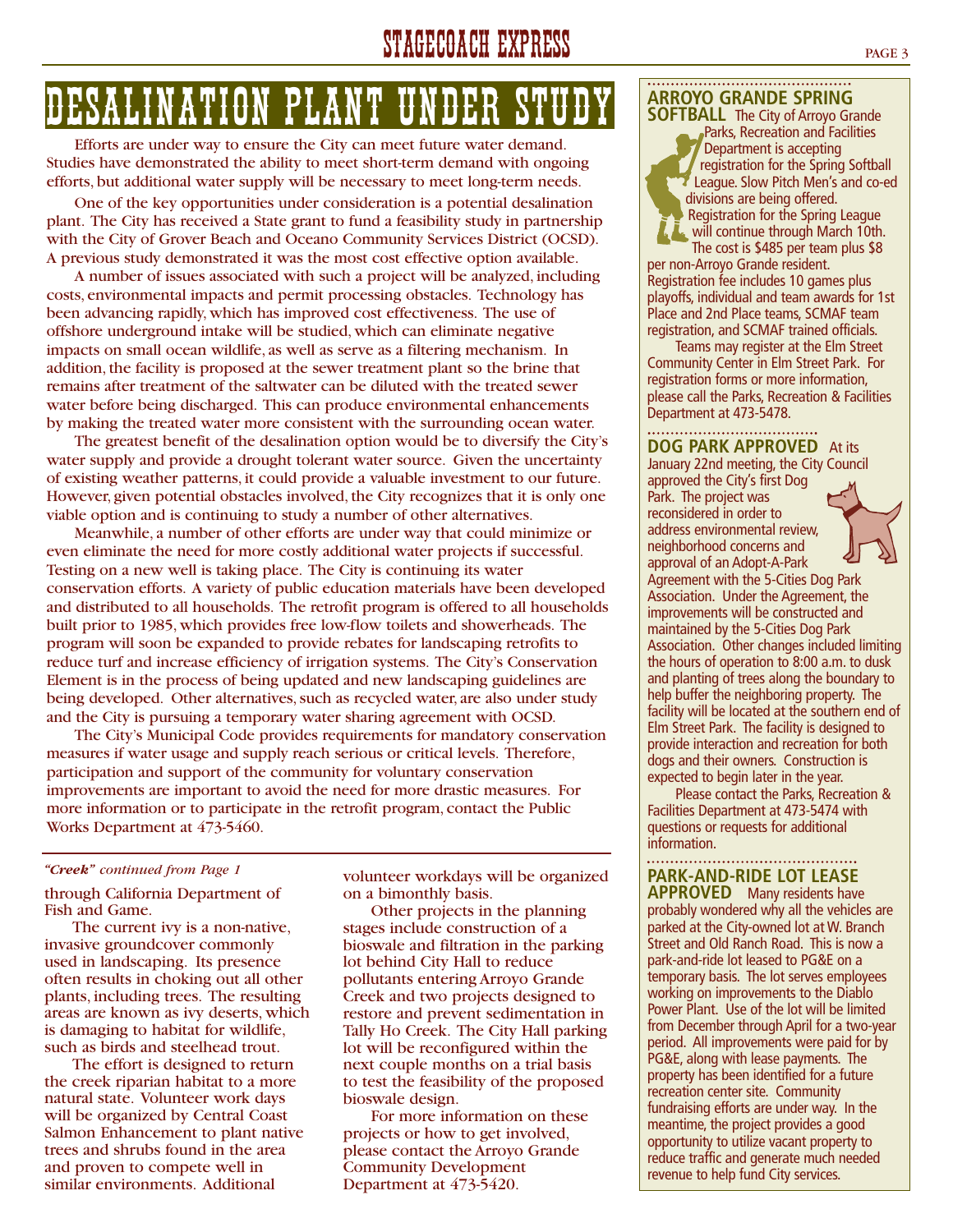# DESALINATION PLANT UNDER STUDY

Efforts are under way to ensure the City can meet future water demand. Studies have demonstrated the ability to meet short-term demand with ongoing efforts, but additional water supply will be necessary to meet long-term needs.

One of the key opportunities under consideration is a potential desalination plant. The City has received a State grant to fund a feasibility study in partnership with the City of Grover Beach and Oceano Community Services District (OCSD). A previous study demonstrated it was the most cost effective option available.

A number of issues associated with such a project will be analyzed, including costs, environmental impacts and permit processing obstacles. Technology has been advancing rapidly, which has improved cost effectiveness. The use of offshore underground intake will be studied, which can eliminate negative impacts on small ocean wildlife, as well as serve as a filtering mechanism. In addition, the facility is proposed at the sewer treatment plant so the brine that remains after treatment of the saltwater can be diluted with the treated sewer water before being discharged. This can produce environmental enhancements by making the treated water more consistent with the surrounding ocean water.

The greatest benefit of the desalination option would be to diversify the City's water supply and provide a drought tolerant water source. Given the uncertainty of existing weather patterns, it could provide a valuable investment to our future. However, given potential obstacles involved, the City recognizes that it is only one viable option and is continuing to study a number of other alternatives.

Meanwhile, a number of other efforts are under way that could minimize or even eliminate the need for more costly additional water projects if successful. Testing on a new well is taking place. The City is continuing its water conservation efforts. A variety of public education materials have been developed and distributed to all households. The retrofit program is offered to all households built prior to 1985, which provides free low-flow toilets and showerheads. The program will soon be expanded to provide rebates for landscaping retrofits to reduce turf and increase efficiency of irrigation systems. The City's Conservation Element is in the process of being updated and new landscaping guidelines are being developed. Other alternatives, such as recycled water, are also under study and the City is pursuing a temporary water sharing agreement with OCSD.

The City's Municipal Code provides requirements for mandatory conservation measures if water usage and supply reach serious or critical levels. Therefore, participation and support of the community for voluntary conservation improvements are important to avoid the need for more drastic measures. For more information or to participate in the retrofit program, contact the Public Works Department at 473-5460.

***"Creek" continued from Page 1***

through California Department of Fish and Game.

The current ivy is a non-native, invasive groundcover commonly used in landscaping. Its presence often results in choking out all other plants, including trees. The resulting areas are known as ivy deserts, which is damaging to habitat for wildlife, such as birds and steelhead trout.

The effort is designed to return the creek riparian habitat to a more natural state. Volunteer work days will be organized by Central Coast Salmon Enhancement to plant native trees and shrubs found in the area and proven to compete well in similar environments. Additional volunteer workdays will be organized on a bimonthly basis.

Other projects in the planning stages include construction of a bioswale and filtration in the parking lot behind City Hall to reduce pollutants entering Arroyo Grande Creek and two projects designed to restore and prevent sedimentation in Tally Ho Creek. The City Hall parking lot will be reconfigured within the next couple months on a trial basis to test the feasibility of the proposed bioswale design.

For more information on these projects or how to get involved, please contact the Arroyo Grande Community Development Department at 473-5420.

**ARROYO GRANDE SPRING SOFTBALL** The City of Arroyo Grande Parks, Recreation and Facilities Department is accepting registration for the Spring Softball League. Slow Pitch Men's and co-ed divisions are being offered. Registration for the Spring League will continue through March 10th. The cost is $485 per team plus $8 per non-Arroyo Grande resident. Registration fee includes 10 games plus playoffs, individual and team awards for 1st Place and 2nd Place teams, SCMAF team registration, and SCMAF trained officials.

Teams may register at the Elm Street Community Center in Elm Street Park. For registration forms or more information, please call the Parks, Recreation & Facilities Department at 473-5478.

**DOG PARK APPROVED** At its January 22nd meeting, the City Council approved the City's first Dog Park. The project was reconsidered in order to address environmental review, neighborhood concerns and approval of an Adopt-A-Park Agreement with the 5-Cities Dog Park Association. Under the Agreement, the improvements will be constructed and maintained by the 5-Cities Dog Park Association. Other changes included limiting the hours of operation to 8:00 a.m. to dusk and planting of trees along the boundary to help buffer the neighboring property. The facility will be located at the southern end of Elm Street Park. The facility is designed to provide interaction and recreation for both dogs and their owners. Construction is expected to begin later in the year.

Please contact the Parks, Recreation & Facilities Department at 473-5474 with questions or requests for additional information.

**PARK-AND-RIDE LOT LEASE APPROVED** Many residents have probably wondered why all the vehicles are parked at the City-owned lot at W. Branch Street and Old Ranch Road. This is now a park-and-ride lot leased to PG&E on a temporary basis. The lot serves employees working on improvements to the Diablo Power Plant. Use of the lot will be limited from December through April for a two-year period. All improvements were paid for by PG&E, along with lease payments. The property has been identified for a future recreation center site. Community fundraising efforts are under way. In the meantime, the project provides a good opportunity to utilize vacant property to reduce traffic and generate much needed revenue to help fund City services.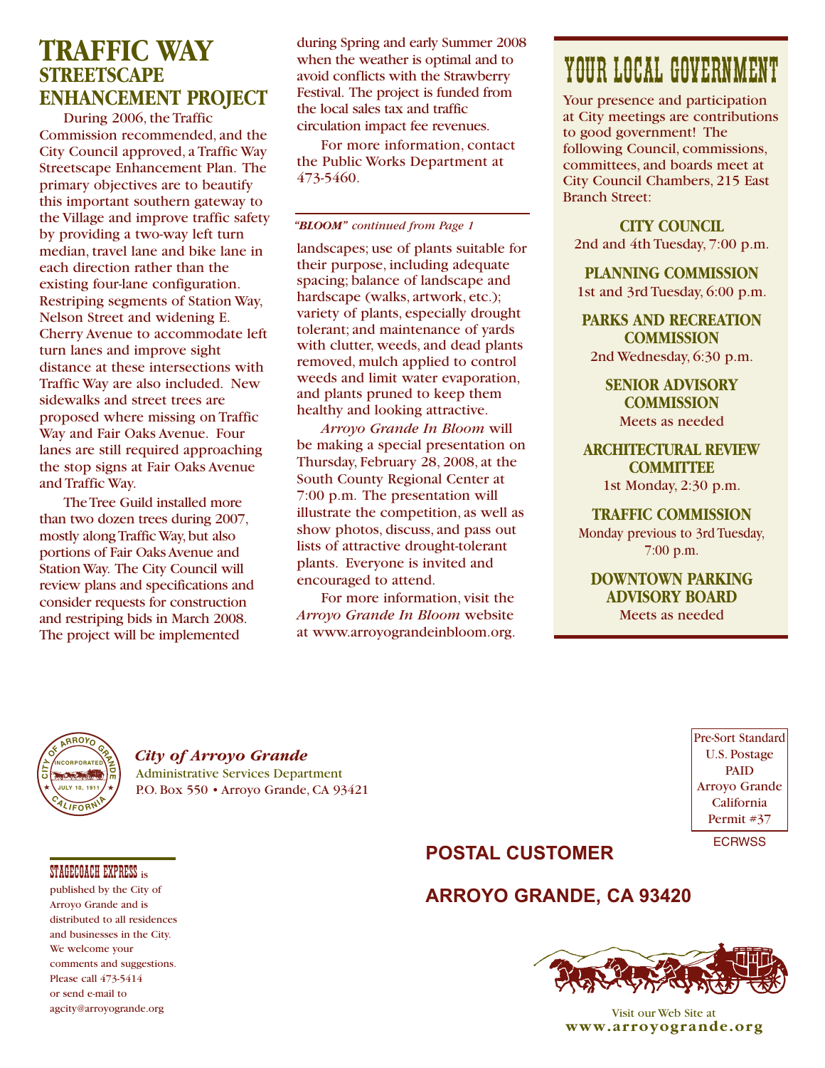# TRAFFIC WAY STREETSCAPE ENHANCEMENT PROJECT

During 2006, the Traffic Commission recommended, and the City Council approved, a Traffic Way Streetscape Enhancement Plan. The primary objectives are to beautify this important southern gateway to the Village and improve traffic safety by providing a two-way left turn median, travel lane and bike lane in each direction rather than the existing four-lane configuration. Restriping segments of Station Way, Nelson Street and widening E. Cherry Avenue to accommodate left turn lanes and improve sight distance at these intersections with Traffic Way are also included. New sidewalks and street trees are proposed where missing on Traffic Way and Fair Oaks Avenue. Four lanes are still required approaching the stop signs at Fair Oaks Avenue and Traffic Way.

The Tree Guild installed more than two dozen trees during 2007, mostly along Traffic Way, but also portions of Fair Oaks Avenue and Station Way. The City Council will review plans and specifications and consider requests for construction and restriping bids in March 2008. The project will be implemented during Spring and early Summer 2008 when the weather is optimal and to avoid conflicts with the Strawberry Festival. The project is funded from the local sales tax and traffic circulation impact fee revenues.

For more information, contact the Public Works Department at 473-5460.

***"BLOOM"** continued from Page 1*

landscapes; use of plants suitable for their purpose, including adequate spacing; balance of landscape and hardscape (walks, artwork, etc.); variety of plants, especially drought tolerant; and maintenance of yards with clutter, weeds, and dead plants removed, mulch applied to control weeds and limit water evaporation, and plants pruned to keep them healthy and looking attractive.

*Arroyo Grande In Bloom* will be making a special presentation on Thursday, February 28, 2008, at the South County Regional Center at 7:00 p.m. The presentation will illustrate the competition, as well as show photos, discuss, and pass out lists of attractive drought-tolerant plants. Everyone is invited and encouraged to attend.

For more information, visit the *Arroyo Grande In Bloom* website at www.arroyograndeinbloom.org.

# YOUR LOCAL GOVERNMENT

Your presence and participation at City meetings are contributions to good government! The following Council, commissions, committees, and boards meet at City Council Chambers, 215 East Branch Street:

**CITY COUNCIL**
2nd and 4th Tuesday, 7:00 p.m.

**PLANNING COMMISSION**
1st and 3rd Tuesday, 6:00 p.m.

**PARKS AND RECREATION COMMISSION**
2nd Wednesday, 6:30 p.m.

**SENIOR ADVISORY COMMISSION**
Meets as needed

**ARCHITECTURAL REVIEW COMMITTEE**
1st Monday, 2:30 p.m.

**TRAFFIC COMMISSION**
Monday previous to 3rd Tuesday, 7:00 p.m.

**DOWNTOWN PARKING ADVISORY BOARD**
Meets as needed

CITY OF ARROYO GRANDE
INCORPORATED
JULY 10, 1911
CALIFORNIA

***City of Arroyo Grande***
Administrative Services Department
P.O. Box 550 • Arroyo Grande, CA 93421

Pre-Sort Standard
U.S. Postage
PAID
Arroyo Grande
California
Permit #37

ECRWSS

**STAGECOACH EXPRESS** is published by the City of Arroyo Grande and is distributed to all residences and businesses in the City. We welcome your comments and suggestions. Please call 473-5414 or send e-mail to agcity@arroyogrande.org

**POSTAL CUSTOMER**

**ARROYO GRANDE, CA 93420**

Visit our Web Site at
**www.arroyogrande.org**